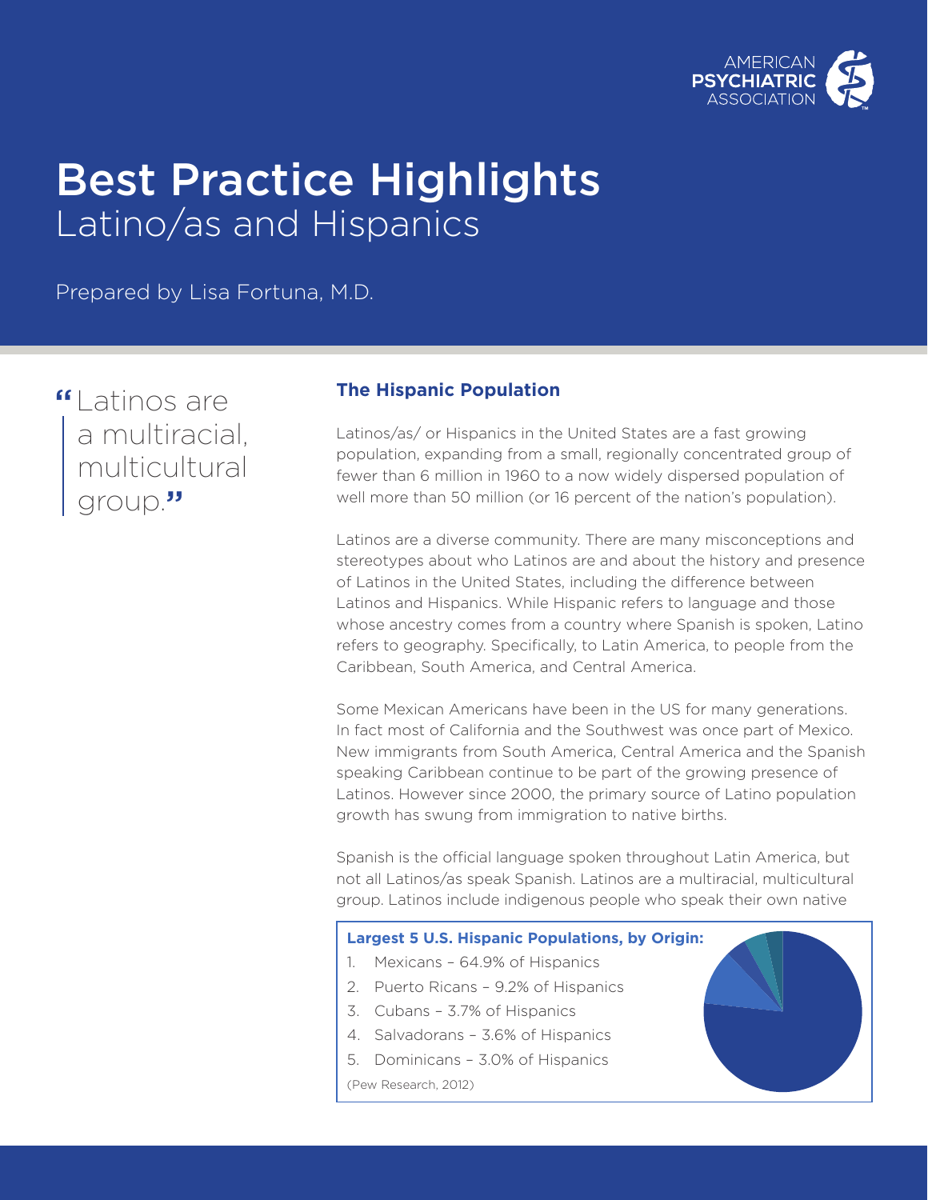AMERICAN PSYCHIATRIC ASSOCIATION

# Best Practice Highlights
## Latino/as and Hispanics

Prepared by Lisa Fortuna, M.D.

> "Latinos are a multiracial, multicultural group."

### The Hispanic Population

Latinos/as/ or Hispanics in the United States are a fast growing population, expanding from a small, regionally concentrated group of fewer than 6 million in 1960 to a now widely dispersed population of well more than 50 million (or 16 percent of the nation's population).

Latinos are a diverse community. There are many misconceptions and stereotypes about who Latinos are and about the history and presence of Latinos in the United States, including the difference between Latinos and Hispanics. While Hispanic refers to language and those whose ancestry comes from a country where Spanish is spoken, Latino refers to geography. Specifically, to Latin America, to people from the Caribbean, South America, and Central America.

Some Mexican Americans have been in the US for many generations. In fact most of California and the Southwest was once part of Mexico. New immigrants from South America, Central America and the Spanish speaking Caribbean continue to be part of the growing presence of Latinos. However since 2000, the primary source of Latino population growth has swung from immigration to native births.

Spanish is the official language spoken throughout Latin America, but not all Latinos/as speak Spanish. Latinos are a multiracial, multicultural group. Latinos include indigenous people who speak their own native

**Largest 5 U.S. Hispanic Populations, by Origin:**

1. Mexicans – 64.9% of Hispanics
2. Puerto Ricans – 9.2% of Hispanics
3. Cubans – 3.7% of Hispanics
4. Salvadorans – 3.6% of Hispanics
5. Dominicans – 3.0% of Hispanics

(Pew Research, 2012)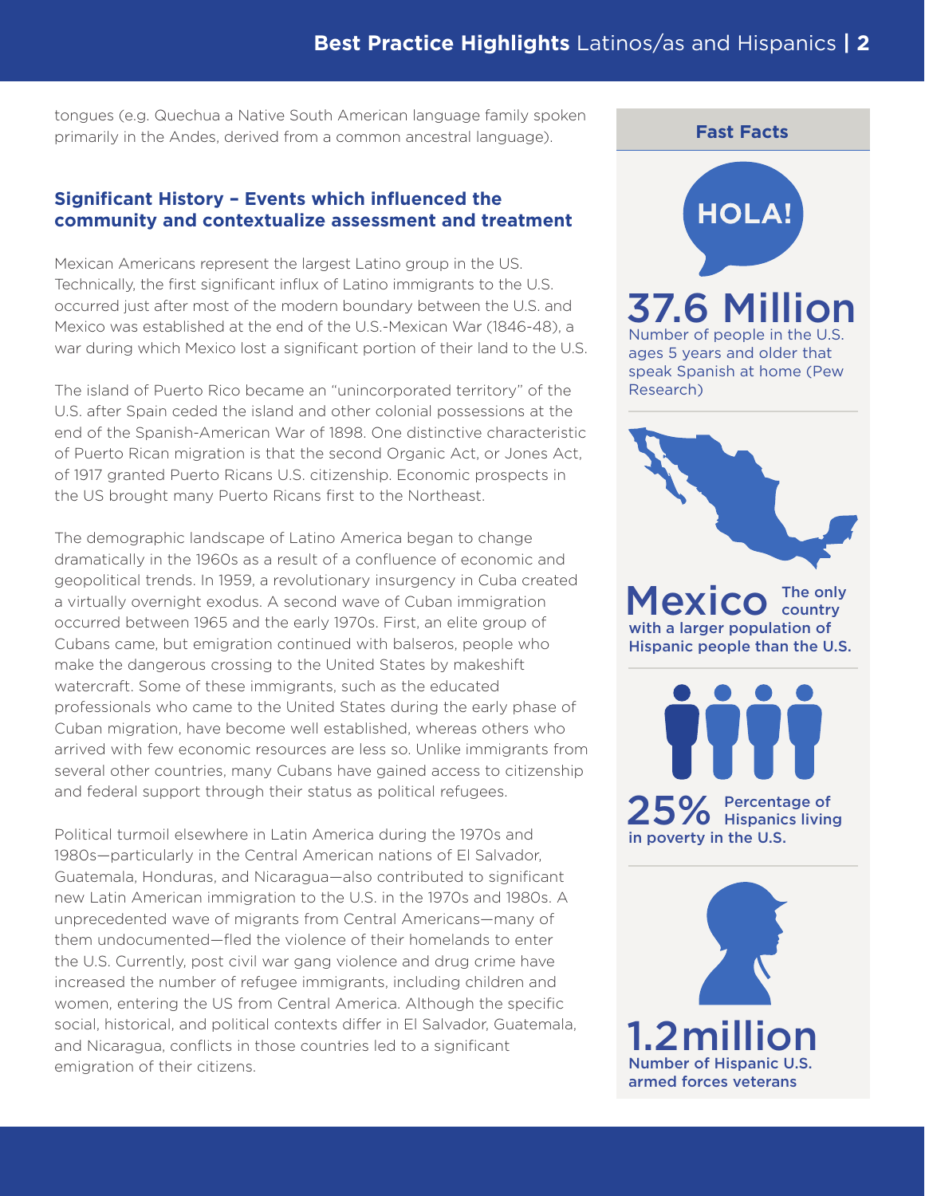tongues (e.g. Quechua a Native South American language family spoken primarily in the Andes, derived from a common ancestral language).

### Significant History – Events which influenced the community and contextualize assessment and treatment

Mexican Americans represent the largest Latino group in the US. Technically, the first significant influx of Latino immigrants to the U.S. occurred just after most of the modern boundary between the U.S. and Mexico was established at the end of the U.S.-Mexican War (1846-48), a war during which Mexico lost a significant portion of their land to the U.S.

The island of Puerto Rico became an "unincorporated territory" of the U.S. after Spain ceded the island and other colonial possessions at the end of the Spanish-American War of 1898. One distinctive characteristic of Puerto Rican migration is that the second Organic Act, or Jones Act, of 1917 granted Puerto Ricans U.S. citizenship. Economic prospects in the US brought many Puerto Ricans first to the Northeast.

The demographic landscape of Latino America began to change dramatically in the 1960s as a result of a confluence of economic and geopolitical trends. In 1959, a revolutionary insurgency in Cuba created a virtually overnight exodus. A second wave of Cuban immigration occurred between 1965 and the early 1970s. First, an elite group of Cubans came, but emigration continued with balseros, people who make the dangerous crossing to the United States by makeshift watercraft. Some of these immigrants, such as the educated professionals who came to the United States during the early phase of Cuban migration, have become well established, whereas others who arrived with few economic resources are less so. Unlike immigrants from several other countries, many Cubans have gained access to citizenship and federal support through their status as political refugees.

Political turmoil elsewhere in Latin America during the 1970s and 1980s—particularly in the Central American nations of El Salvador, Guatemala, Honduras, and Nicaragua—also contributed to significant new Latin American immigration to the U.S. in the 1970s and 1980s. A unprecedented wave of migrants from Central Americans—many of them undocumented—fled the violence of their homelands to enter the U.S. Currently, post civil war gang violence and drug crime have increased the number of refugee immigrants, including children and women, entering the US from Central America. Although the specific social, historical, and political contexts differ in El Salvador, Guatemala, and Nicaragua, conflicts in those countries led to a significant emigration of their citizens.

### Fast Facts

HOLA!

**37.6 Million** Number of people in the U.S. ages 5 years and older that speak Spanish at home (Pew Research)

**Mexico** The only country with a larger population of Hispanic people than the U.S.

**25%** Percentage of Hispanics living in poverty in the U.S.

**1.2million** Number of Hispanic U.S. armed forces veterans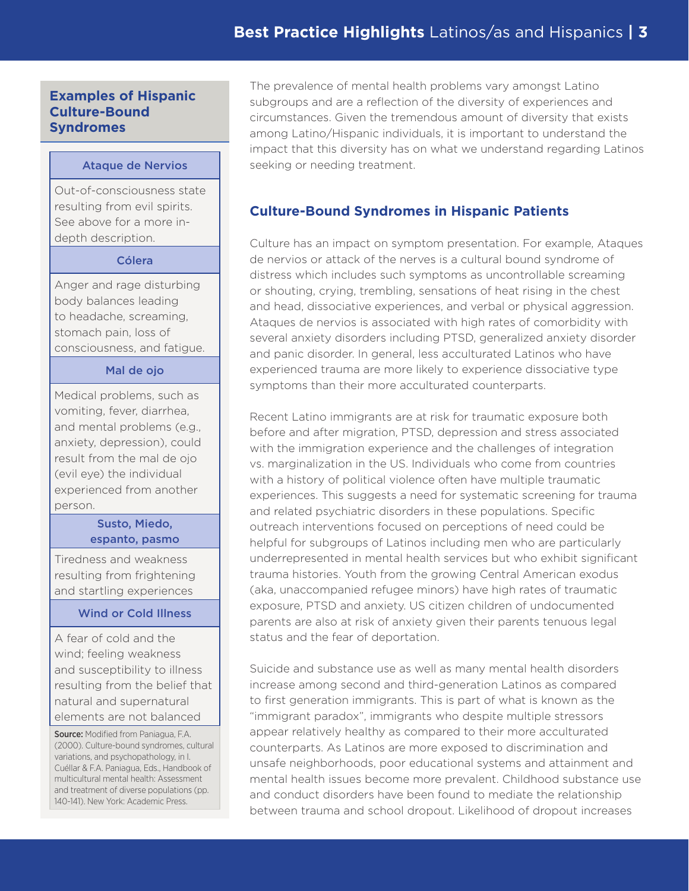## Examples of Hispanic Culture-Bound Syndromes

| Syndrome | Description |
|---|---|
| Ataque de Nervios | Out-of-consciousness state resulting from evil spirits. See above for a more in-depth description. |
| Cólera | Anger and rage disturbing body balances leading to headache, screaming, stomach pain, loss of consciousness, and fatigue. |
| Mal de ojo | Medical problems, such as vomiting, fever, diarrhea, and mental problems (e.g., anxiety, depression), could result from the mal de ojo (evil eye) the individual experienced from another person. |
| Susto, Miedo, espanto, pasmo | Tiredness and weakness resulting from frightening and startling experiences |
| Wind or Cold Illness | A fear of cold and the wind; feeling weakness and susceptibility to illness resulting from the belief that natural and supernatural elements are not balanced |

**Source:** Modified from Paniagua, F.A. (2000). Culture-bound syndromes, cultural variations, and psychopathology, in I. Cuéllar & F.A. Paniagua, Eds., Handbook of multicultural mental health: Assessment and treatment of diverse populations (pp. 140-141). New York: Academic Press.

The prevalence of mental health problems vary amongst Latino subgroups and are a reflection of the diversity of experiences and circumstances. Given the tremendous amount of diversity that exists among Latino/Hispanic individuals, it is important to understand the impact that this diversity has on what we understand regarding Latinos seeking or needing treatment.

## Culture-Bound Syndromes in Hispanic Patients

Culture has an impact on symptom presentation. For example, Ataques de nervios or attack of the nerves is a cultural bound syndrome of distress which includes such symptoms as uncontrollable screaming or shouting, crying, trembling, sensations of heat rising in the chest and head, dissociative experiences, and verbal or physical aggression. Ataques de nervios is associated with high rates of comorbidity with several anxiety disorders including PTSD, generalized anxiety disorder and panic disorder. In general, less acculturated Latinos who have experienced trauma are more likely to experience dissociative type symptoms than their more acculturated counterparts.

Recent Latino immigrants are at risk for traumatic exposure both before and after migration, PTSD, depression and stress associated with the immigration experience and the challenges of integration vs. marginalization in the US. Individuals who come from countries with a history of political violence often have multiple traumatic experiences. This suggests a need for systematic screening for trauma and related psychiatric disorders in these populations. Specific outreach interventions focused on perceptions of need could be helpful for subgroups of Latinos including men who are particularly underrepresented in mental health services but who exhibit significant trauma histories. Youth from the growing Central American exodus (aka, unaccompanied refugee minors) have high rates of traumatic exposure, PTSD and anxiety. US citizen children of undocumented parents are also at risk of anxiety given their parents tenuous legal status and the fear of deportation.

Suicide and substance use as well as many mental health disorders increase among second and third-generation Latinos as compared to first generation immigrants. This is part of what is known as the "immigrant paradox", immigrants who despite multiple stressors appear relatively healthy as compared to their more acculturated counterparts. As Latinos are more exposed to discrimination and unsafe neighborhoods, poor educational systems and attainment and mental health issues become more prevalent. Childhood substance use and conduct disorders have been found to mediate the relationship between trauma and school dropout. Likelihood of dropout increases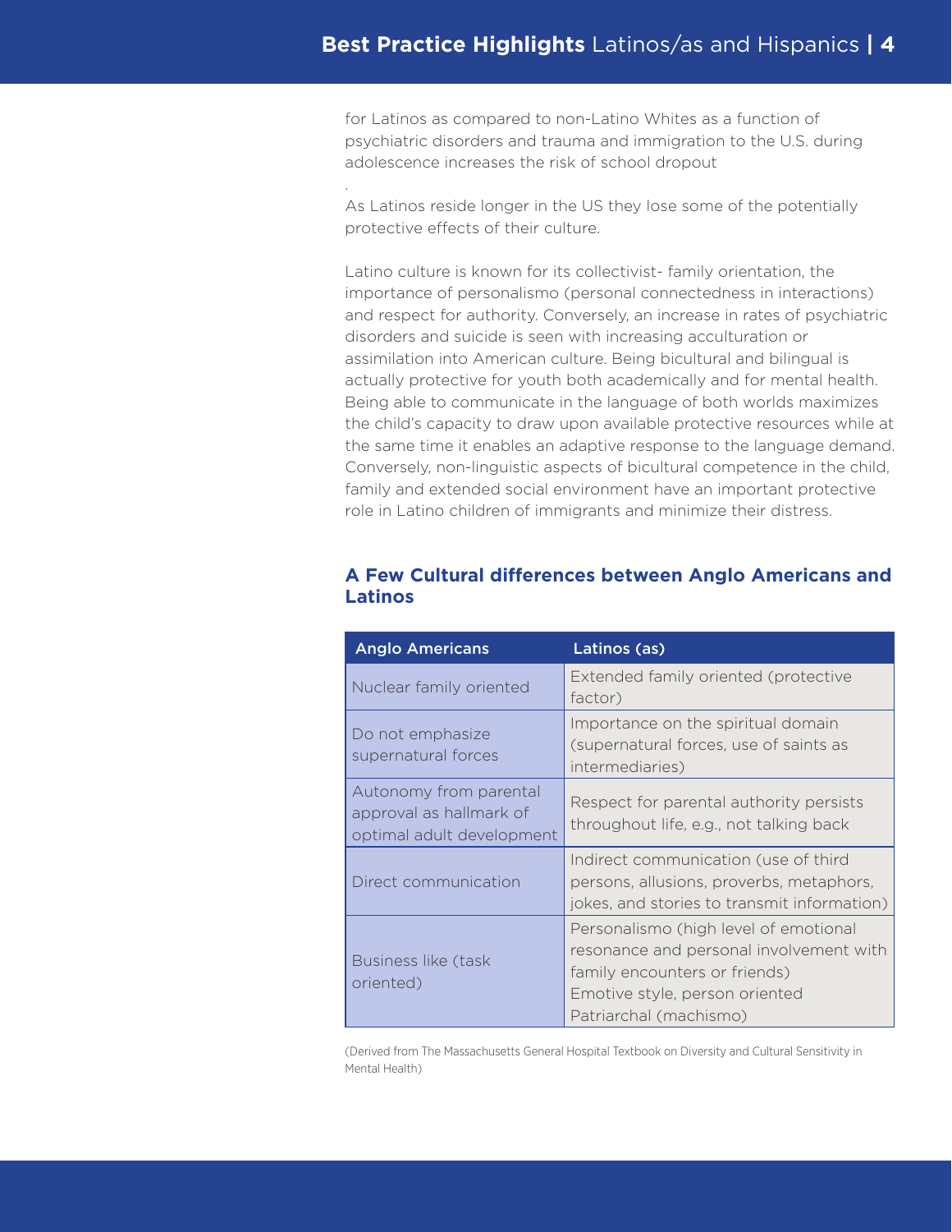for Latinos as compared to non-Latino Whites as a function of psychiatric disorders and trauma and immigration to the U.S. during adolescence increases the risk of school dropout

.

As Latinos reside longer in the US they lose some of the potentially protective effects of their culture.

Latino culture is known for its collectivist- family orientation, the importance of personalismo (personal connectedness in interactions) and respect for authority. Conversely, an increase in rates of psychiatric disorders and suicide is seen with increasing acculturation or assimilation into American culture. Being bicultural and bilingual is actually protective for youth both academically and for mental health. Being able to communicate in the language of both worlds maximizes the child's capacity to draw upon available protective resources while at the same time it enables an adaptive response to the language demand. Conversely, non-linguistic aspects of bicultural competence in the child, family and extended social environment have an important protective role in Latino children of immigrants and minimize their distress.

## A Few Cultural differences between Anglo Americans and Latinos

| Anglo Americans | Latinos (as) |
| --- | --- |
| Nuclear family oriented | Extended family oriented (protective factor) |
| Do not emphasize supernatural forces | Importance on the spiritual domain (supernatural forces, use of saints as intermediaries) |
| Autonomy from parental approval as hallmark of optimal adult development | Respect for parental authority persists throughout life, e.g., not talking back |
| Direct communication | Indirect communication (use of third persons, allusions, proverbs, metaphors, jokes, and stories to transmit information) |
| Business like (task oriented) | Personalismo (high level of emotional resonance and personal involvement with family encounters or friends)<br>Emotive style, person oriented<br>Patriarchal (machismo) |

(Derived from The Massachusetts General Hospital Textbook on Diversity and Cultural Sensitivity in Mental Health)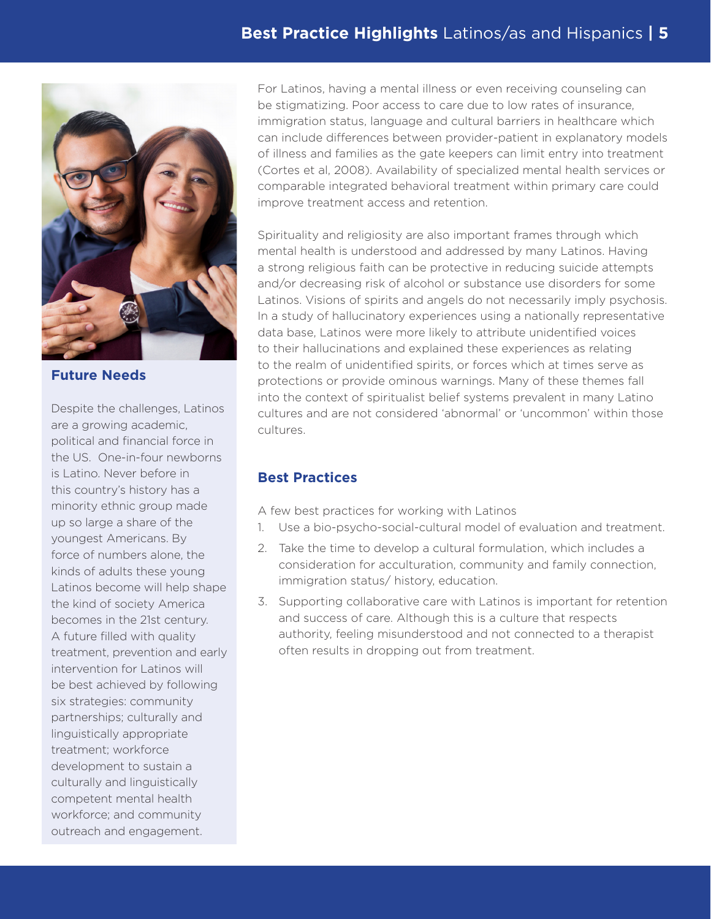For Latinos, having a mental illness or even receiving counseling can be stigmatizing. Poor access to care due to low rates of insurance, immigration status, language and cultural barriers in healthcare which can include differences between provider-patient in explanatory models of illness and families as the gate keepers can limit entry into treatment (Cortes et al, 2008). Availability of specialized mental health services or comparable integrated behavioral treatment within primary care could improve treatment access and retention.

Spirituality and religiosity are also important frames through which mental health is understood and addressed by many Latinos. Having a strong religious faith can be protective in reducing suicide attempts and/or decreasing risk of alcohol or substance use disorders for some Latinos. Visions of spirits and angels do not necessarily imply psychosis. In a study of hallucinatory experiences using a nationally representative data base, Latinos were more likely to attribute unidentified voices to their hallucinations and explained these experiences as relating to the realm of unidentified spirits, or forces which at times serve as protections or provide ominous warnings. Many of these themes fall into the context of spiritualist belief systems prevalent in many Latino cultures and are not considered 'abnormal' or 'uncommon' within those cultures.

## Best Practices

A few best practices for working with Latinos

1. Use a bio-psycho-social-cultural model of evaluation and treatment.
2. Take the time to develop a cultural formulation, which includes a consideration for acculturation, community and family connection, immigration status/ history, education.
3. Supporting collaborative care with Latinos is important for retention and success of care. Although this is a culture that respects authority, feeling misunderstood and not connected to a therapist often results in dropping out from treatment.

## Future Needs

Despite the challenges, Latinos are a growing academic, political and financial force in the US. One-in-four newborns is Latino. Never before in this country's history has a minority ethnic group made up so large a share of the youngest Americans. By force of numbers alone, the kinds of adults these young Latinos become will help shape the kind of society America becomes in the 21st century. A future filled with quality treatment, prevention and early intervention for Latinos will be best achieved by following six strategies: community partnerships; culturally and linguistically appropriate treatment; workforce development to sustain a culturally and linguistically competent mental health workforce; and community outreach and engagement.